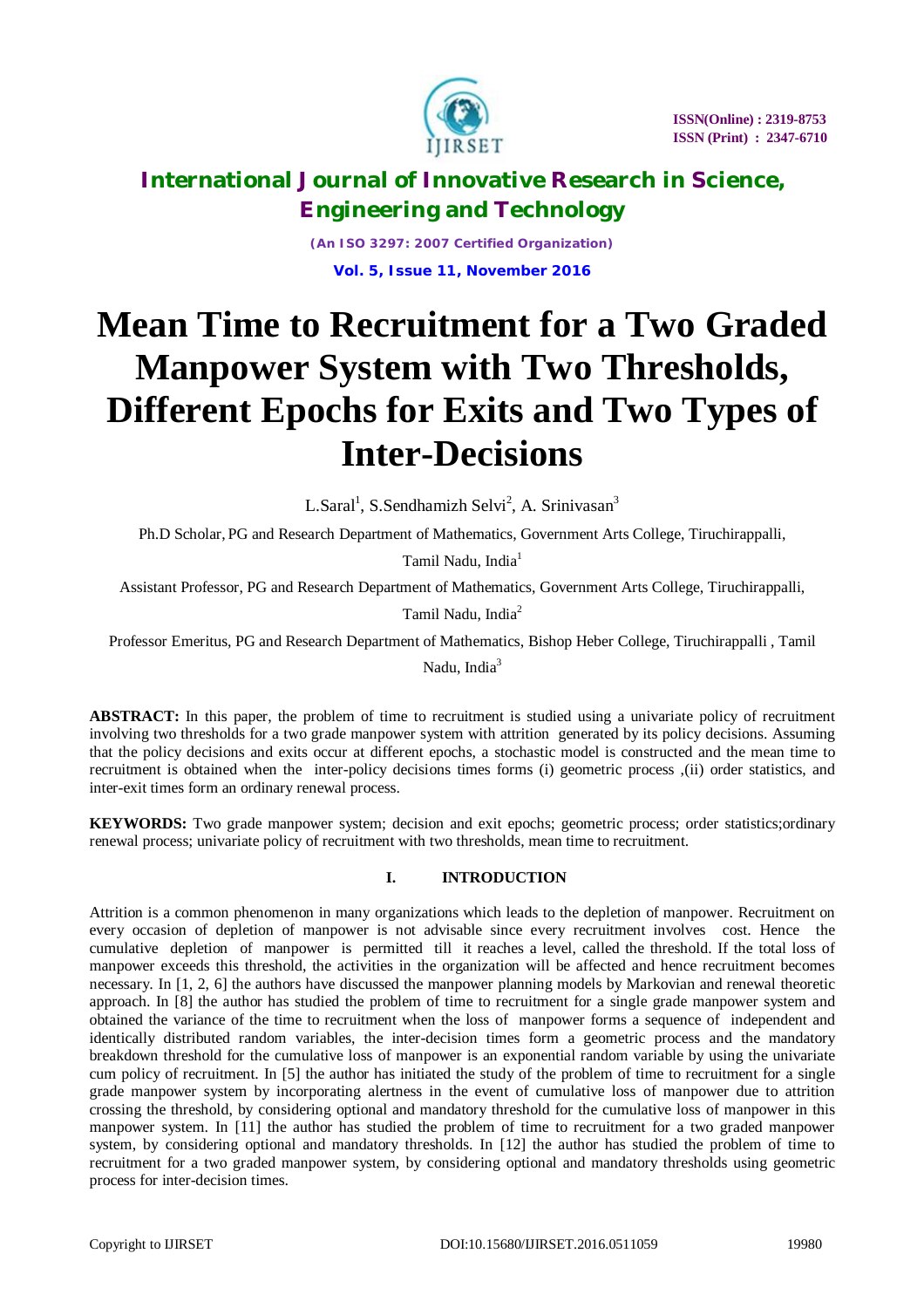# Mean Time to Recruitment for a Two Graded Manpower System with Two Thresholds, Different Epochs for Exits and Two Types of Inter-Decisions

L.Saral[1], S.Sendhamizh Selvi[2], A. Srinivasan[3]

Ph.D Scholar, PG and Research Department of Mathematics, Government Arts College, Tiruchirappalli, Tamil Nadu, India[1]

Assistant Professor, PG and Research Department of Mathematics, Government Arts College, Tiruchirappalli, Tamil Nadu, India[2]

Professor Emeritus, PG and Research Department of Mathematics, Bishop Heber College, Tiruchirappalli , Tamil Nadu, India[3]

**ABSTRACT:** In this paper, the problem of time to recruitment is studied using a univariate policy of recruitment involving two thresholds for a two grade manpower system with attrition generated by its policy decisions. Assuming that the policy decisions and exits occur at different epochs, a stochastic model is constructed and the mean time to recruitment is obtained when the inter-policy decisions times forms (i) geometric process ,(ii) order statistics, and inter-exit times form an ordinary renewal process.

**KEYWORDS:** Two grade manpower system; decision and exit epochs; geometric process; order statistics;ordinary renewal process; univariate policy of recruitment with two thresholds, mean time to recruitment.

## I. INTRODUCTION

Attrition is a common phenomenon in many organizations which leads to the depletion of manpower. Recruitment on every occasion of depletion of manpower is not advisable since every recruitment involves cost. Hence the cumulative depletion of manpower is permitted till it reaches a level, called the threshold. If the total loss of manpower exceeds this threshold, the activities in the organization will be affected and hence recruitment becomes necessary. In [1, 2, 6] the authors have discussed the manpower planning models by Markovian and renewal theoretic approach. In [8] the author has studied the problem of time to recruitment for a single grade manpower system and obtained the variance of the time to recruitment when the loss of manpower forms a sequence of independent and identically distributed random variables, the inter-decision times form a geometric process and the mandatory breakdown threshold for the cumulative loss of manpower is an exponential random variable by using the univariate cum policy of recruitment. In [5] the author has initiated the study of the problem of time to recruitment for a single grade manpower system by incorporating alertness in the event of cumulative loss of manpower due to attrition crossing the threshold, by considering optional and mandatory threshold for the cumulative loss of manpower in this manpower system. In [11] the author has studied the problem of time to recruitment for a two graded manpower system, by considering optional and mandatory thresholds. In [12] the author has studied the problem of time to recruitment for a two graded manpower system, by considering optional and mandatory thresholds using geometric process for inter-decision times.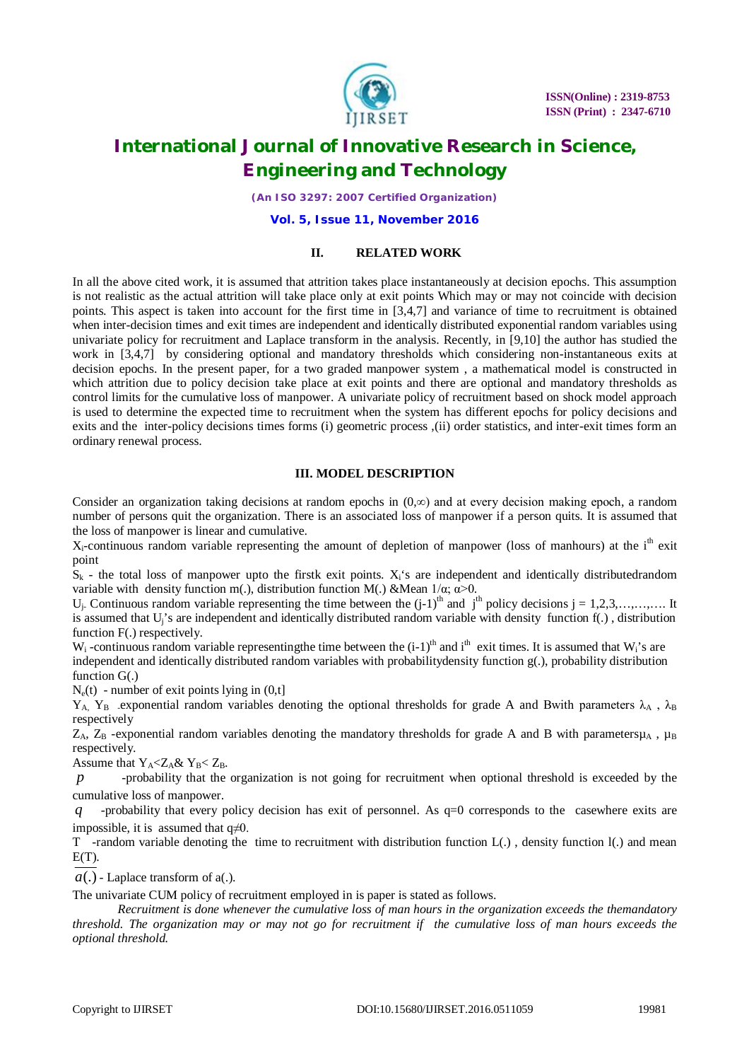## II. RELATED WORK

In all the above cited work, it is assumed that attrition takes place instantaneously at decision epochs. This assumption is not realistic as the actual attrition will take place only at exit points Which may or may not coincide with decision points. This aspect is taken into account for the first time in [3,4,7] and variance of time to recruitment is obtained when inter-decision times and exit times are independent and identically distributed exponential random variables using univariate policy for recruitment and Laplace transform in the analysis. Recently, in [9,10] the author has studied the work in [3,4,7] by considering optional and mandatory thresholds which considering non-instantaneous exits at decision epochs. In the present paper, for a two graded manpower system , a mathematical model is constructed in which attrition due to policy decision take place at exit points and there are optional and mandatory thresholds as control limits for the cumulative loss of manpower. A univariate policy of recruitment based on shock model approach is used to determine the expected time to recruitment when the system has different epochs for policy decisions and exits and the inter-policy decisions times forms (i) geometric process ,(ii) order statistics, and inter-exit times form an ordinary renewal process.

## III. MODEL DESCRIPTION

Consider an organization taking decisions at random epochs in $(0,\infty)$ and at every decision making epoch, a random number of persons quit the organization. There is an associated loss of manpower if a person quits. It is assumed that the loss of manpower is linear and cumulative.

$X_i$-continuous random variable representing the amount of depletion of manpower (loss of manhours) at the $i^{th}$ exit point

$S_k$ - the total loss of manpower upto the firstk exit points. $X_i$'s are independent and identically distributedrandom variable with density function m(.), distribution function M(.) &Mean $1/\alpha$; $\alpha>0$.

$U_j$. Continuous random variable representing the time between the $(j-1)^{th}$ and $j^{th}$ policy decisions j = 1,2,3,…,…,…. It is assumed that $U_j$'s are independent and identically distributed random variable with density function f(.) , distribution function F(.) respectively.

$W_i$ -continuous random variable representingthe time between the $(i-1)^{th}$ and $i^{th}$ exit times. It is assumed that $W_i$'s are independent and identically distributed random variables with probabilitydensity function g(.), probability distribution function G(.)

$N_e(t)$ - number of exit points lying in (0,t]

$Y_A$, $Y_B$ -exponential random variables denoting the optional thresholds for grade A and Bwith parameters $\lambda_A$ , $\lambda_B$ respectively

$Z_A$, $Z_B$ -exponential random variables denoting the mandatory thresholds for grade A and B with parameters$\mu_A$ , $\mu_B$ respectively.

Assume that $Y_A<Z_A$& $Y_B< Z_B$.

$p$ -probability that the organization is not going for recruitment when optional threshold is exceeded by the cumulative loss of manpower.

$q$ -probability that every policy decision has exit of personnel. As q=0 corresponds to the casewhere exits are impossible, it is assumed that $q\neq0$.

T -random variable denoting the time to recruitment with distribution function L(.) , density function l(.) and mean E(T).

$\overline{a(.)}$ - Laplace transform of a(.).

The univariate CUM policy of recruitment employed in is paper is stated as follows.

*Recruitment is done whenever the cumulative loss of man hours in the organization exceeds the themandatory threshold. The organization may or may not go for recruitment if the cumulative loss of man hours exceeds the optional threshold.*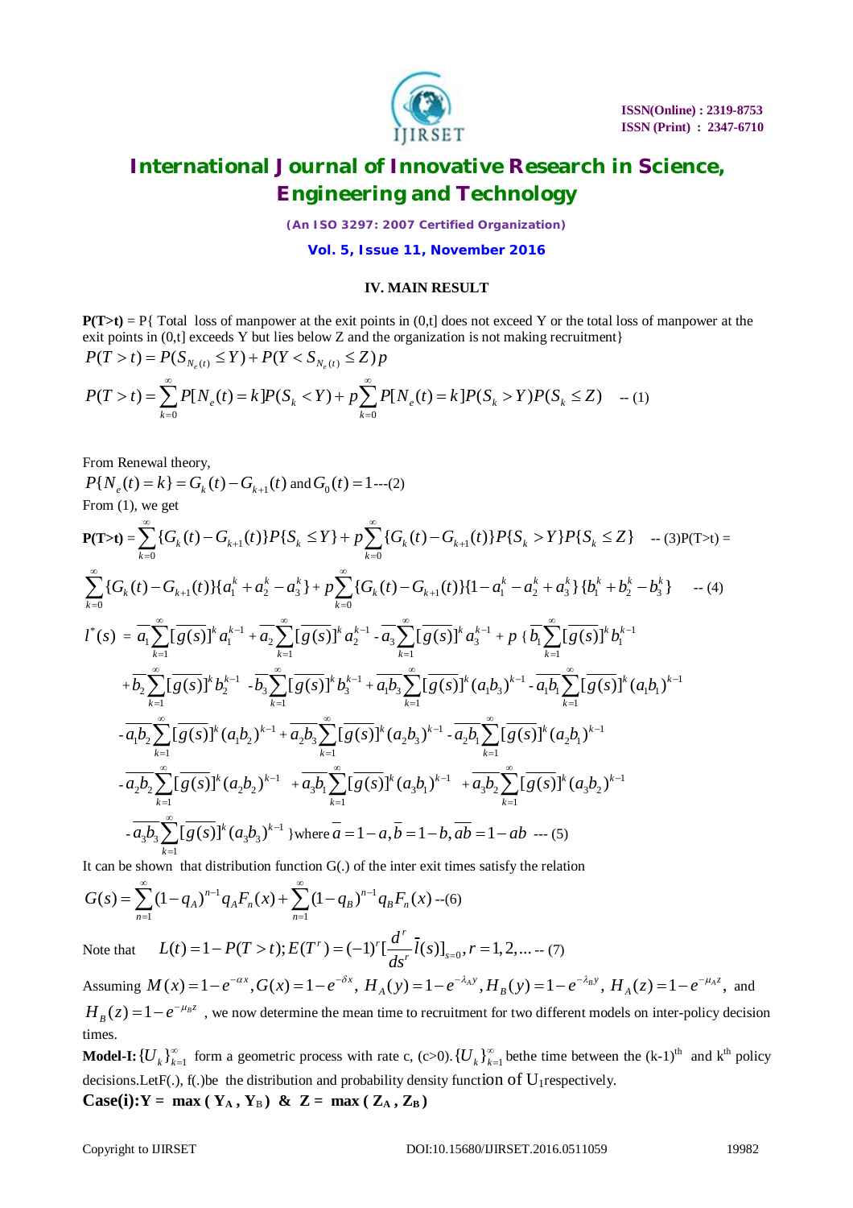## IV. MAIN RESULT

**P(T>t)** = P{ Total loss of manpower at the exit points in (0,t] does not exceed Y or the total loss of manpower at the exit points in (0,t] exceeds Y but lies below Z and the organization is not making recruitment}

$$P(T > t) = P(S_{N_e(t)} \le Y) + P(Y < S_{N_e(t)} \le Z)\,p$$

$$P(T > t) = \sum_{k=0}^{\infty} P[N_e(t) = k]P(S_k < Y) + p\sum_{k=0}^{\infty} P[N_e(t) = k]P(S_k > Y)P(S_k \le Z) \quad \text{-- (1)}$$

From Renewal theory,

$P\{N_e(t) = k\} = G_k(t) - G_{k+1}(t)$ and $G_0(t) = 1$---(2)

From (1), we get

$$\mathbf{P(T>t)} = \sum_{k=0}^{\infty}\{G_k(t) - G_{k+1}(t)\}P\{S_k \le Y\} + p\sum_{k=0}^{\infty}\{G_k(t) - G_{k+1}(t)\}P\{S_k > Y\}P\{S_k \le Z\} \quad \text{-- (3)}$$

$$\text{P(T>t)} = \sum_{k=0}^{\infty}\{G_k(t) - G_{k+1}(t)\}\{a_1^k + a_2^k - a_3^k\} + p\sum_{k=0}^{\infty}\{G_k(t) - G_{k+1}(t)\}\{1 - a_1^k - a_2^k + a_3^k\}\{b_1^k + b_2^k - b_3^k\} \quad \text{-- (4)}$$

$$\begin{aligned}
l^*(s) = {} & \overline{a_1}\sum_{k=1}^{\infty}[\overline{g(s)}]^k a_1^{k-1} + \overline{a_2}\sum_{k=1}^{\infty}[\overline{g(s)}]^k a_2^{k-1} - \overline{a_3}\sum_{k=1}^{\infty}[\overline{g(s)}]^k a_3^{k-1} + p\,\{\overline{b_1}\sum_{k=1}^{\infty}[\overline{g(s)}]^k b_1^{k-1} \\
& + \overline{b_2}\sum_{k=1}^{\infty}[\overline{g(s)}]^k b_2^{k-1} - \overline{b_3}\sum_{k=1}^{\infty}[\overline{g(s)}]^k b_3^{k-1} + \overline{a_1b_3}\sum_{k=1}^{\infty}[\overline{g(s)}]^k (a_1b_3)^{k-1} - \overline{a_1b_1}\sum_{k=1}^{\infty}[\overline{g(s)}]^k (a_1b_1)^{k-1} \\
& - \overline{a_1b_2}\sum_{k=1}^{\infty}[\overline{g(s)}]^k (a_1b_2)^{k-1} + \overline{a_2b_3}\sum_{k=1}^{\infty}[\overline{g(s)}]^k (a_2b_3)^{k-1} - \overline{a_2b_1}\sum_{k=1}^{\infty}[\overline{g(s)}]^k (a_2b_1)^{k-1} \\
& - \overline{a_2b_2}\sum_{k=1}^{\infty}[\overline{g(s)}]^k (a_2b_2)^{k-1} + \overline{a_3b_1}\sum_{k=1}^{\infty}[\overline{g(s)}]^k (a_3b_1)^{k-1} + \overline{a_3b_2}\sum_{k=1}^{\infty}[\overline{g(s)}]^k (a_3b_2)^{k-1} \\
& - \overline{a_3b_3}\sum_{k=1}^{\infty}[\overline{g(s)}]^k (a_3b_3)^{k-1}\,\}\ \text{where } \overline{a} = 1 - a, \overline{b} = 1 - b, \overline{ab} = 1 - ab \quad \text{--- (5)}
\end{aligned}$$

It can be shown that distribution function G(.) of the inter exit times satisfy the relation

$$G(s) = \sum_{n=1}^{\infty}(1 - q_A)^{n-1} q_A F_n(x) + \sum_{n=1}^{\infty}(1 - q_B)^{n-1} q_B F_n(x) \quad \text{--(6)}$$

Note that $\quad L(t) = 1 - P(T > t); E(T^r) = (-1)^r [\frac{d^r}{ds^r}\bar{l}(s)]_{s=0}, r = 1, 2, \ldots$ -- (7)

Assuming $M(x) = 1 - e^{-\alpha x}, G(x) = 1 - e^{-\delta x}$, $H_A(y) = 1 - e^{-\lambda_A y}, H_B(y) = 1 - e^{-\lambda_B y}$, $H_A(z) = 1 - e^{-\mu_A z}$, and $H_B(z) = 1 - e^{-\mu_B z}$ , we now determine the mean time to recruitment for two different models on inter-policy decision times.

**Model-I:** $\{U_k\}_{k=1}^{\infty}$ form a geometric process with rate c, (c>0). $\{U_k\}_{k=1}^{\infty}$ bethe time between the (k-1)[th] and k[th] policy decisions.LetF(.), f(.)be the distribution and probability density function of $U_1$respectively.

**Case(i):Y = max ( $Y_A$ , $Y_B$) & Z = max ( $Z_A$ , $Z_B$)**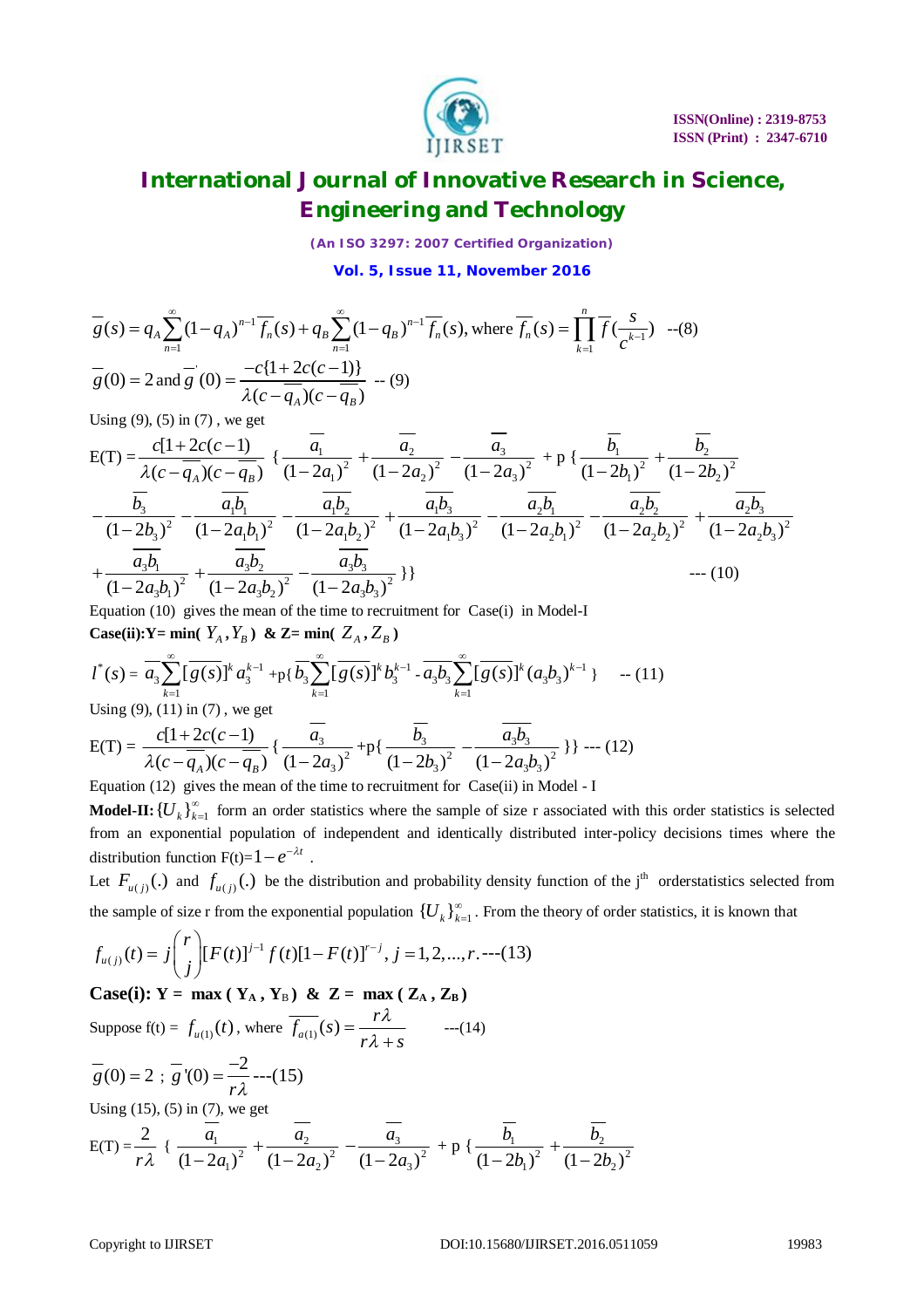$$\overline{g}(s) = q_A \sum_{n=1}^{\infty} (1-q_A)^{n-1} \overline{f_n}(s) + q_B \sum_{n=1}^{\infty} (1-q_B)^{n-1} \overline{f_n}(s), \text{ where } \overline{f_n}(s) = \prod_{k=1}^{n} \overline{f}(\frac{s}{c^{k-1}}) \quad \text{--(8)}$$

$$\overline{g}(0) = 2 \text{ and } \overline{g}'(0) = \frac{-c\{1+2c(c-1)\}}{\lambda(c-\overline{q_A})(c-\overline{q_B})} \quad \text{-- (9)}$$

Using (9), (5) in (7) , we get

$$\text{E(T)} = \frac{c[1+2c(c-1)}{\lambda(c-\overline{q_A})(c-\overline{q_B})} \{ \frac{\overline{a_1}}{(1-2a_1)^2} + \frac{\overline{a_2}}{(1-2a_2)^2} - \frac{\overline{a_3}}{(1-2a_3)^2} + \text{p} \{ \frac{\overline{b_1}}{(1-2b_1)^2} + \frac{\overline{b_2}}{(1-2b_2)^2} - \frac{\overline{b_3}}{(1-2b_3)^2} - \frac{\overline{a_1 b_1}}{(1-2a_1 b_1)^2} - \frac{\overline{a_1 b_2}}{(1-2a_1 b_2)^2} + \frac{\overline{a_1 b_3}}{(1-2a_1 b_3)^2} - \frac{\overline{a_2 b_1}}{(1-2a_2 b_1)^2} - \frac{\overline{a_2 b_2}}{(1-2a_2 b_2)^2} + \frac{\overline{a_2 b_3}}{(1-2a_2 b_3)^2} + \frac{\overline{a_3 b_1}}{(1-2a_3 b_1)^2} + \frac{\overline{a_3 b_2}}{(1-2a_3 b_2)^2} - \frac{\overline{a_3 b_3}}{(1-2a_3 b_3)^2} \}\} \quad \text{--- (10)}$$

Equation (10) gives the mean of the time to recruitment for Case(i) in Model-I

**Case(ii):Y= min( $Y_A, Y_B$ ) & Z= min( $Z_A, Z_B$ )**

$$l^*(s) = \overline{a_3} \sum_{k=1}^{\infty} [\overline{g(s)}]^k a_3^{k-1} + \text{p}\{ \overline{b_3} \sum_{k=1}^{\infty} [\overline{g(s)}]^k b_3^{k-1} - \overline{a_3 b_3} \sum_{k=1}^{\infty} [\overline{g(s)}]^k (a_3 b_3)^{k-1} \} \quad \text{-- (11)}$$

Using (9), (11) in (7) , we get

$$\text{E(T)} = \frac{c[1+2c(c-1)}{\lambda(c-\overline{q_A})(c-\overline{q_B})} \{ \frac{\overline{a_3}}{(1-2a_3)^2} + \text{p}\{ \frac{\overline{b_3}}{(1-2b_3)^2} - \frac{\overline{a_3 b_3}}{(1-2a_3 b_3)^2} \}\} \quad \text{--- (12)}$$

Equation (12) gives the mean of the time to recruitment for Case(ii) in Model - I

**Model-II:** $\{U_k\}_{k=1}^{\infty}$ form an order statistics where the sample of size r associated with this order statistics is selected from an exponential population of independent and identically distributed inter-policy decisions times where the distribution function F(t)= $1-e^{-\lambda t}$ .

Let $F_{u(j)}(.)$ and $f_{u(j)}(.)$ be the distribution and probability density function of the j[th] orderstatistics selected from the sample of size r from the exponential population $\{U_k\}_{k=1}^{\infty}$. From the theory of order statistics, it is known that

$$f_{u(j)}(t) = j \binom{r}{j} [F(t)]^{j-1} f(t) [1-F(t)]^{r-j}, j = 1,2,...,r. \text{---(13)}$$

**Case(i): Y = max ( $Y_A$ , $Y_B$ ) & Z = max ( $Z_A$ , $Z_B$ )**

Suppose f(t) = $f_{u(1)}(t)$, where $\overline{f_{a(1)}}(s) = \dfrac{r\lambda}{r\lambda + s}$ ---(14)

$$\overline{g}(0) = 2 \; ; \; \overline{g}'(0) = \frac{-2}{r\lambda} \text{---(15)}$$

Using (15), (5) in (7), we get

$$\text{E(T)} = \frac{2}{r\lambda} \{ \frac{\overline{a_1}}{(1-2a_1)^2} + \frac{\overline{a_2}}{(1-2a_2)^2} - \frac{\overline{a_3}}{(1-2a_3)^2} + \text{p} \{ \frac{\overline{b_1}}{(1-2b_1)^2} + \frac{\overline{b_2}}{(1-2b_2)^2}$$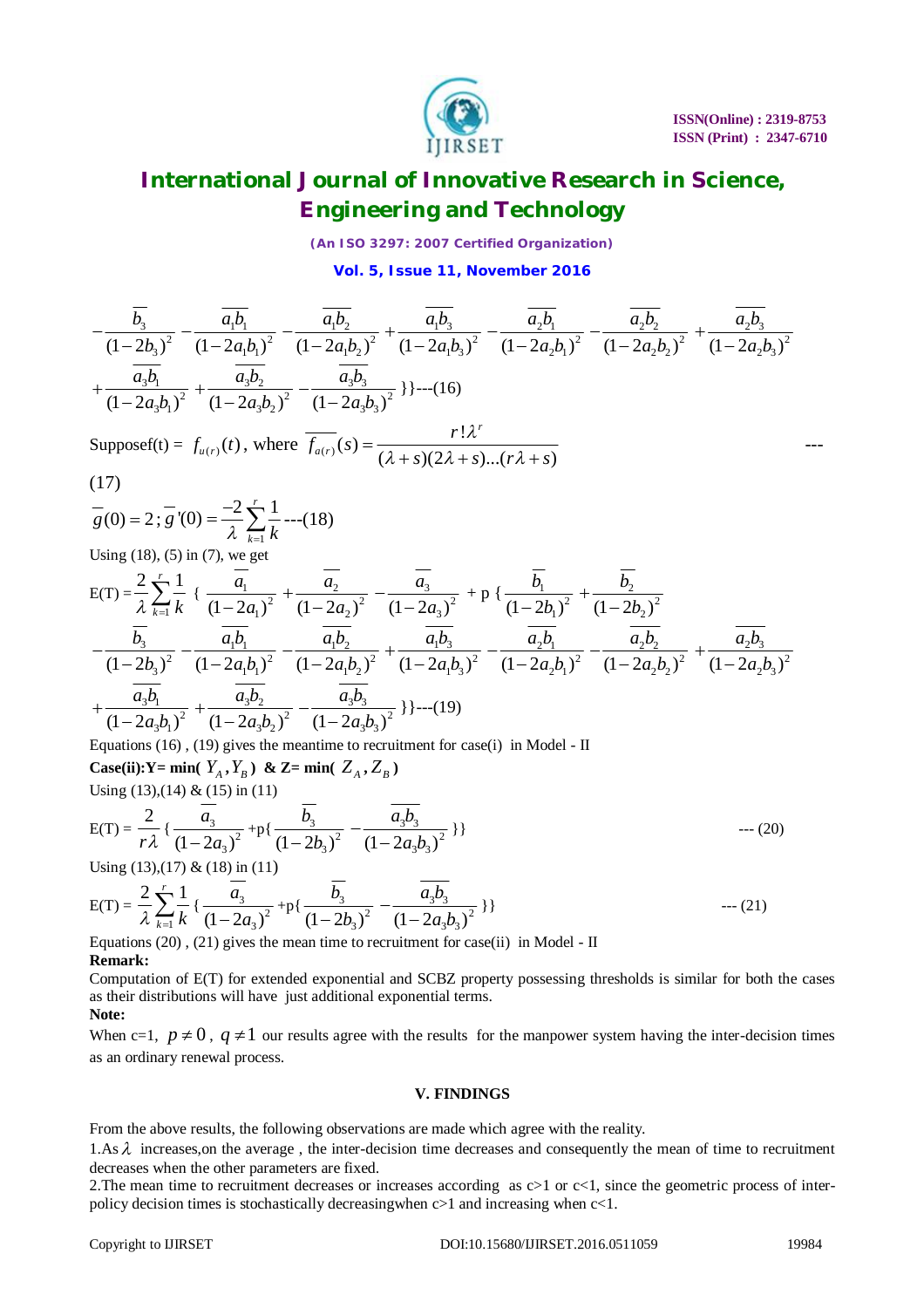$$-\frac{\overline{b_3}}{(1-2b_3)^2}-\frac{\overline{a_1b_1}}{(1-2a_1b_1)^2}-\frac{\overline{a_1b_2}}{(1-2a_1b_2)^2}+\frac{\overline{a_1b_3}}{(1-2a_1b_3)^2}-\frac{\overline{a_2b_1}}{(1-2a_2b_1)^2}-\frac{\overline{a_2b_2}}{(1-2a_2b_2)^2}+\frac{\overline{a_2b_3}}{(1-2a_2b_3)^2}$$
$$+\frac{\overline{a_3b_1}}{(1-2a_3b_1)^2}+\frac{\overline{a_3b_2}}{(1-2a_3b_2)^2}-\frac{\overline{a_3b_3}}{(1-2a_3b_3)^2}\}\}\text{---(16)}$$

Supposef(t) = $f_{u(r)}(t)$, where $\overline{f_{a(r)}}(s)=\dfrac{r!\lambda^r}{(\lambda+s)(2\lambda+s)...(r\lambda+s)}$ --- (17)

$$\overline{g}(0)=2\,;\ \overline{g}'(0)=\frac{-2}{\lambda}\sum_{k=1}^{r}\frac{1}{k}\text{---(18)}$$

Using (18), (5) in (7), we get

$$E(T)=\frac{2}{\lambda}\sum_{k=1}^{r}\frac{1}{k}\ \{\frac{\overline{a_1}}{(1-2a_1)^2}+\frac{\overline{a_2}}{(1-2a_2)^2}-\frac{\overline{a_3}}{(1-2a_3)^2}+p\,\{\frac{\overline{b_1}}{(1-2b_1)^2}+\frac{\overline{b_2}}{(1-2b_2)^2}$$
$$-\frac{\overline{b_3}}{(1-2b_3)^2}-\frac{\overline{a_1b_1}}{(1-2a_1b_1)^2}-\frac{\overline{a_1b_2}}{(1-2a_1b_2)^2}+\frac{\overline{a_1b_3}}{(1-2a_1b_3)^2}-\frac{\overline{a_2b_1}}{(1-2a_2b_1)^2}-\frac{\overline{a_2b_2}}{(1-2a_2b_2)^2}+\frac{\overline{a_2b_3}}{(1-2a_2b_3)^2}$$
$$+\frac{\overline{a_3b_1}}{(1-2a_3b_1)^2}+\frac{\overline{a_3b_2}}{(1-2a_3b_2)^2}-\frac{\overline{a_3b_3}}{(1-2a_3b_3)^2}\}\}\text{---(19)}$$

Equations (16) , (19) gives the meantime to recruitment for case(i) in Model - II

**Case(ii):Y= min( $Y_A, Y_B$ ) & Z= min( $Z_A, Z_B$ )**

Using (13),(14) & (15) in (11)

$$E(T)=\frac{2}{r\lambda}\{\frac{\overline{a_3}}{(1-2a_3)^2}+p\{\frac{\overline{b_3}}{(1-2b_3)^2}-\frac{\overline{a_3b_3}}{(1-2a_3b_3)^2}\}\}\qquad\text{--- (20)}$$

Using (13),(17) & (18) in (11)

$$E(T)=\frac{2}{\lambda}\sum_{k=1}^{r}\frac{1}{k}\{\frac{\overline{a_3}}{(1-2a_3)^2}+p\{\frac{\overline{b_3}}{(1-2b_3)^2}-\frac{\overline{a_3b_3}}{(1-2a_3b_3)^2}\}\}\qquad\text{--- (21)}$$

Equations (20) , (21) gives the mean time to recruitment for case(ii) in Model - II

**Remark:**

Computation of E(T) for extended exponential and SCBZ property possessing thresholds is similar for both the cases as their distributions will have just additional exponential terms.

**Note:**

When c=1, $p\neq 0$ , $q\neq 1$ our results agree with the results for the manpower system having the inter-decision times as an ordinary renewal process.

## V. FINDINGS

From the above results, the following observations are made which agree with the reality.

1.As $\lambda$ increases,on the average , the inter-decision time decreases and consequently the mean of time to recruitment decreases when the other parameters are fixed.

2.The mean time to recruitment decreases or increases according as c>1 or c<1, since the geometric process of inter-policy decision times is stochastically decreasingwhen c>1 and increasing when c<1.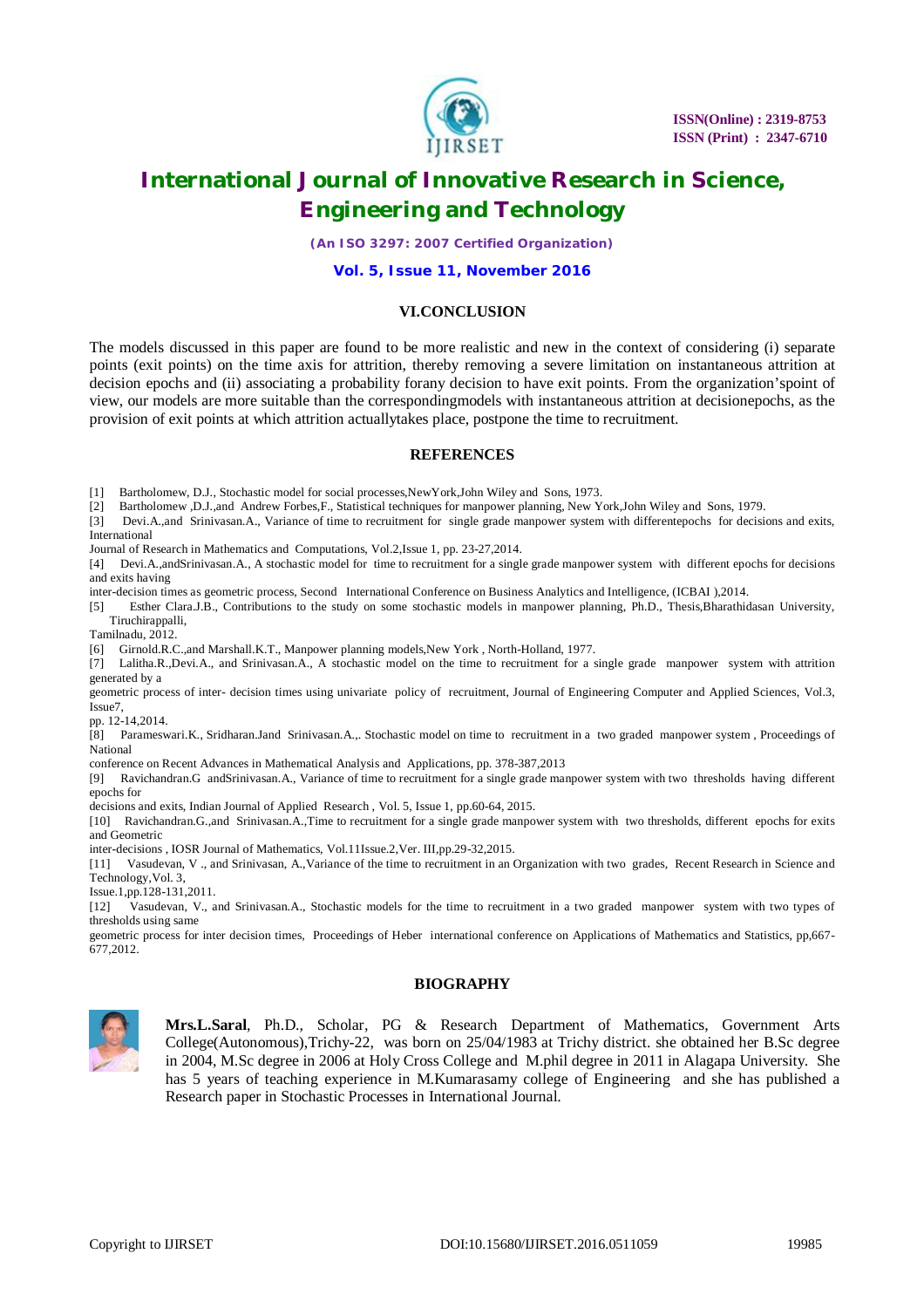## VI.CONCLUSION

The models discussed in this paper are found to be more realistic and new in the context of considering (i) separate points (exit points) on the time axis for attrition, thereby removing a severe limitation on instantaneous attrition at decision epochs and (ii) associating a probability forany decision to have exit points. From the organization'spoint of view, our models are more suitable than the correspondingmodels with instantaneous attrition at decisionepochs, as the provision of exit points at which attrition actuallytakes place, postpone the time to recruitment.

## REFERENCES

[1] Bartholomew, D.J., Stochastic model for social processes,NewYork,John Wiley and Sons, 1973.

[2] Bartholomew ,D.J.,and Andrew Forbes,F., Statistical techniques for manpower planning, New York,John Wiley and Sons, 1979.

[3] Devi.A.,and Srinivasan.A., Variance of time to recruitment for single grade manpower system with differentepochs for decisions and exits, International Journal of Research in Mathematics and Computations, Vol.2,Issue 1, pp. 23-27,2014.

[4] Devi.A.,andSrinivasan.A., A stochastic model for time to recruitment for a single grade manpower system with different epochs for decisions and exits having inter-decision times as geometric process, Second International Conference on Business Analytics and Intelligence, (ICBAI ),2014.

[5] Esther Clara.J.B., Contributions to the study on some stochastic models in manpower planning, Ph.D., Thesis,Bharathidasan University, Tiruchirappalli, Tamilnadu, 2012.

[6] Girnold.R.C.,and Marshall.K.T., Manpower planning models,New York , North-Holland, 1977.

[7] Lalitha.R.,Devi.A., and Srinivasan.A., A stochastic model on the time to recruitment for a single grade manpower system with attrition generated by a geometric process of inter- decision times using univariate policy of recruitment, Journal of Engineering Computer and Applied Sciences, Vol.3, Issue7, pp. 12-14,2014.

[8] Parameswari.K., Sridharan.Jand Srinivasan.A.,. Stochastic model on time to recruitment in a two graded manpower system , Proceedings of National conference on Recent Advances in Mathematical Analysis and Applications, pp. 378-387,2013

[9] Ravichandran.G andSrinivasan.A., Variance of time to recruitment for a single grade manpower system with two thresholds having different epochs for decisions and exits, Indian Journal of Applied Research , Vol. 5, Issue 1, pp.60-64, 2015.

[10] Ravichandran.G.,and Srinivasan.A.,Time to recruitment for a single grade manpower system with two thresholds, different epochs for exits and Geometric inter-decisions , IOSR Journal of Mathematics, Vol.11Issue.2,Ver. III,pp.29-32,2015.

[11] Vasudevan, V ., and Srinivasan, A.,Variance of the time to recruitment in an Organization with two grades, Recent Research in Science and Technology,Vol. 3, Issue.1,pp.128-131,2011.

[12] Vasudevan, V., and Srinivasan.A., Stochastic models for the time to recruitment in a two graded manpower system with two types of thresholds using same geometric process for inter decision times, Proceedings of Heber international conference on Applications of Mathematics and Statistics, pp,667-677,2012.

## BIOGRAPHY

**Mrs.L.Saral**, Ph.D., Scholar, PG & Research Department of Mathematics, Government Arts College(Autonomous),Trichy-22, was born on 25/04/1983 at Trichy district. she obtained her B.Sc degree in 2004, M.Sc degree in 2006 at Holy Cross College and M.phil degree in 2011 in Alagapa University. She has 5 years of teaching experience in M.Kumarasamy college of Engineering and she has published a Research paper in Stochastic Processes in International Journal.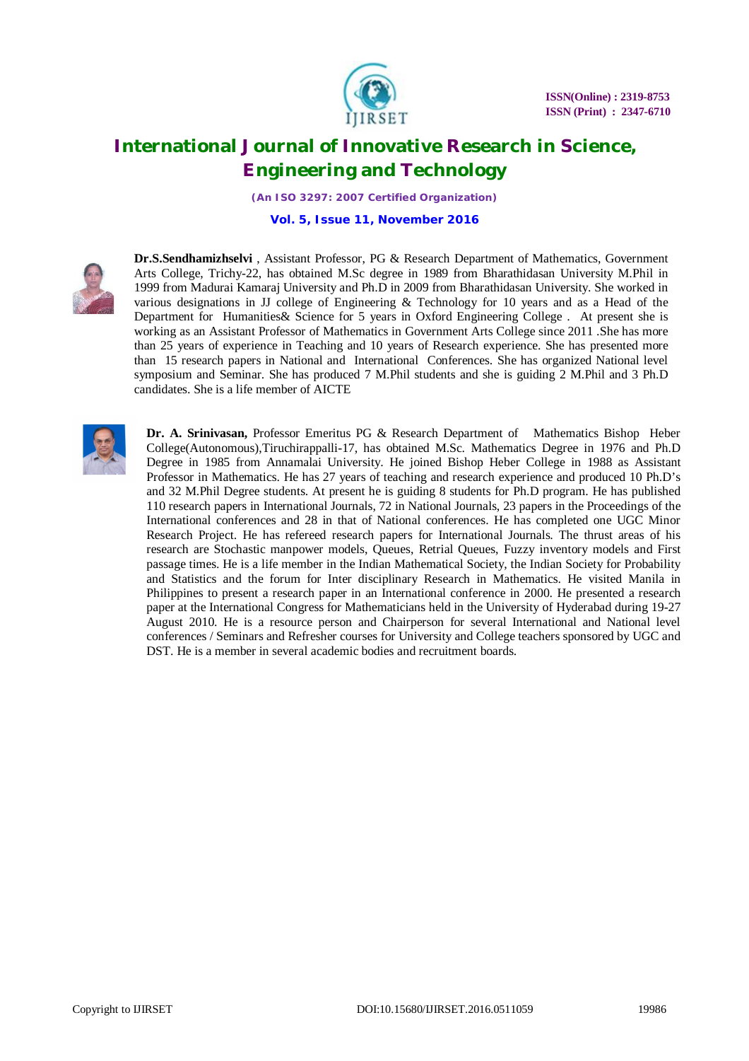**Dr.S.Sendhamizhselvi** , Assistant Professor, PG & Research Department of Mathematics, Government Arts College, Trichy-22, has obtained M.Sc degree in 1989 from Bharathidasan University M.Phil in 1999 from Madurai Kamaraj University and Ph.D in 2009 from Bharathidasan University. She worked in various designations in JJ college of Engineering & Technology for 10 years and as a Head of the Department for Humanities& Science for 5 years in Oxford Engineering College . At present she is working as an Assistant Professor of Mathematics in Government Arts College since 2011 .She has more than 25 years of experience in Teaching and 10 years of Research experience. She has presented more than 15 research papers in National and International Conferences. She has organized National level symposium and Seminar. She has produced 7 M.Phil students and she is guiding 2 M.Phil and 3 Ph.D candidates. She is a life member of AICTE

**Dr. A. Srinivasan,** Professor Emeritus PG & Research Department of Mathematics Bishop Heber College(Autonomous),Tiruchirappalli-17, has obtained M.Sc. Mathematics Degree in 1976 and Ph.D Degree in 1985 from Annamalai University. He joined Bishop Heber College in 1988 as Assistant Professor in Mathematics. He has 27 years of teaching and research experience and produced 10 Ph.D's and 32 M.Phil Degree students. At present he is guiding 8 students for Ph.D program. He has published 110 research papers in International Journals, 72 in National Journals, 23 papers in the Proceedings of the International conferences and 28 in that of National conferences. He has completed one UGC Minor Research Project. He has refereed research papers for International Journals. The thrust areas of his research are Stochastic manpower models, Queues, Retrial Queues, Fuzzy inventory models and First passage times. He is a life member in the Indian Mathematical Society, the Indian Society for Probability and Statistics and the forum for Inter disciplinary Research in Mathematics. He visited Manila in Philippines to present a research paper in an International conference in 2000. He presented a research paper at the International Congress for Mathematicians held in the University of Hyderabad during 19-27 August 2010. He is a resource person and Chairperson for several International and National level conferences / Seminars and Refresher courses for University and College teachers sponsored by UGC and DST. He is a member in several academic bodies and recruitment boards.